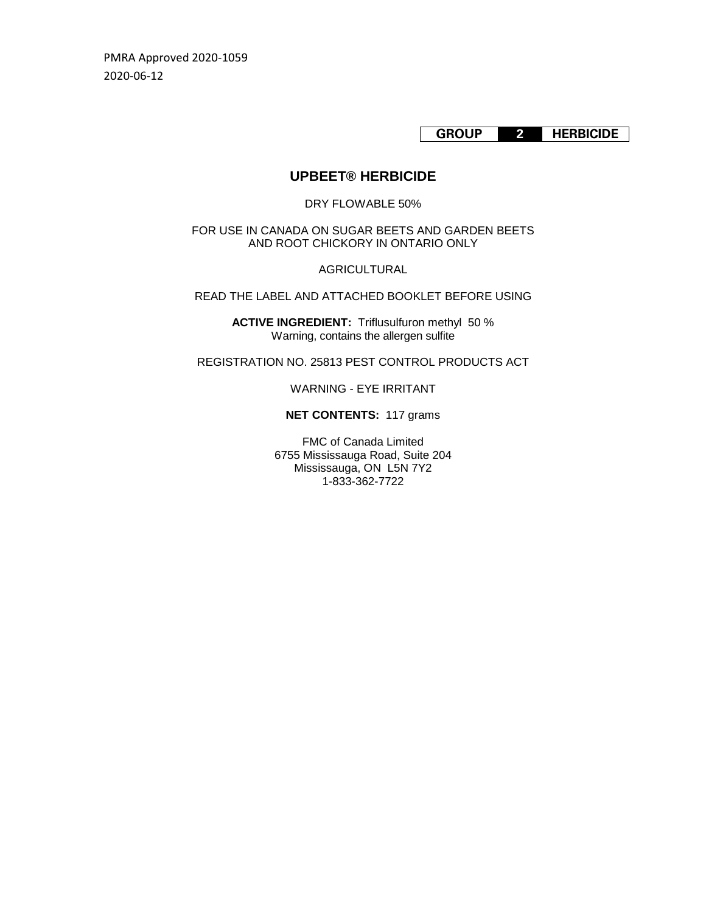PMRA Approved 2020-1059
2020-06-12

| GROUP | 2 | HERBICIDE |
|---|---|---|

# UPBEET® HERBICIDE

DRY FLOWABLE 50%

FOR USE IN CANADA ON SUGAR BEETS AND GARDEN BEETS AND ROOT CHICKORY IN ONTARIO ONLY

AGRICULTURAL

READ THE LABEL AND ATTACHED BOOKLET BEFORE USING

**ACTIVE INGREDIENT:** Triflusulfuron methyl 50 %
Warning, contains the allergen sulfite

REGISTRATION NO. 25813 PEST CONTROL PRODUCTS ACT

WARNING - EYE IRRITANT

**NET CONTENTS:** 117 grams

FMC of Canada Limited
6755 Mississauga Road, Suite 204
Mississauga, ON L5N 7Y2
1-833-362-7722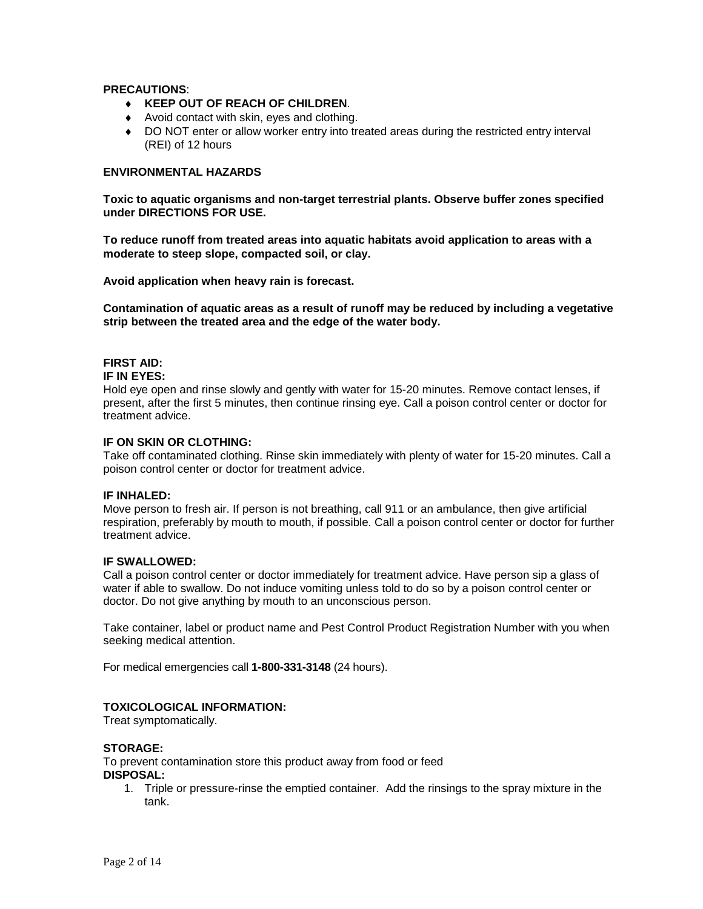**PRECAUTIONS**:

- **KEEP OUT OF REACH OF CHILDREN**.
- Avoid contact with skin, eyes and clothing.
- DO NOT enter or allow worker entry into treated areas during the restricted entry interval (REI) of 12 hours

**ENVIRONMENTAL HAZARDS**

**Toxic to aquatic organisms and non-target terrestrial plants. Observe buffer zones specified under DIRECTIONS FOR USE.**

**To reduce runoff from treated areas into aquatic habitats avoid application to areas with a moderate to steep slope, compacted soil, or clay.**

**Avoid application when heavy rain is forecast.**

**Contamination of aquatic areas as a result of runoff may be reduced by including a vegetative strip between the treated area and the edge of the water body.**

**FIRST AID:**

**IF IN EYES:**

Hold eye open and rinse slowly and gently with water for 15-20 minutes. Remove contact lenses, if present, after the first 5 minutes, then continue rinsing eye. Call a poison control center or doctor for treatment advice.

**IF ON SKIN OR CLOTHING:**

Take off contaminated clothing. Rinse skin immediately with plenty of water for 15-20 minutes. Call a poison control center or doctor for treatment advice.

**IF INHALED:**

Move person to fresh air. If person is not breathing, call 911 or an ambulance, then give artificial respiration, preferably by mouth to mouth, if possible. Call a poison control center or doctor for further treatment advice.

**IF SWALLOWED:**

Call a poison control center or doctor immediately for treatment advice. Have person sip a glass of water if able to swallow. Do not induce vomiting unless told to do so by a poison control center or doctor. Do not give anything by mouth to an unconscious person.

Take container, label or product name and Pest Control Product Registration Number with you when seeking medical attention.

For medical emergencies call **1-800-331-3148** (24 hours).

**TOXICOLOGICAL INFORMATION:**

Treat symptomatically.

**STORAGE:**

To prevent contamination store this product away from food or feed

**DISPOSAL:**

1. Triple or pressure-rinse the emptied container. Add the rinsings to the spray mixture in the tank.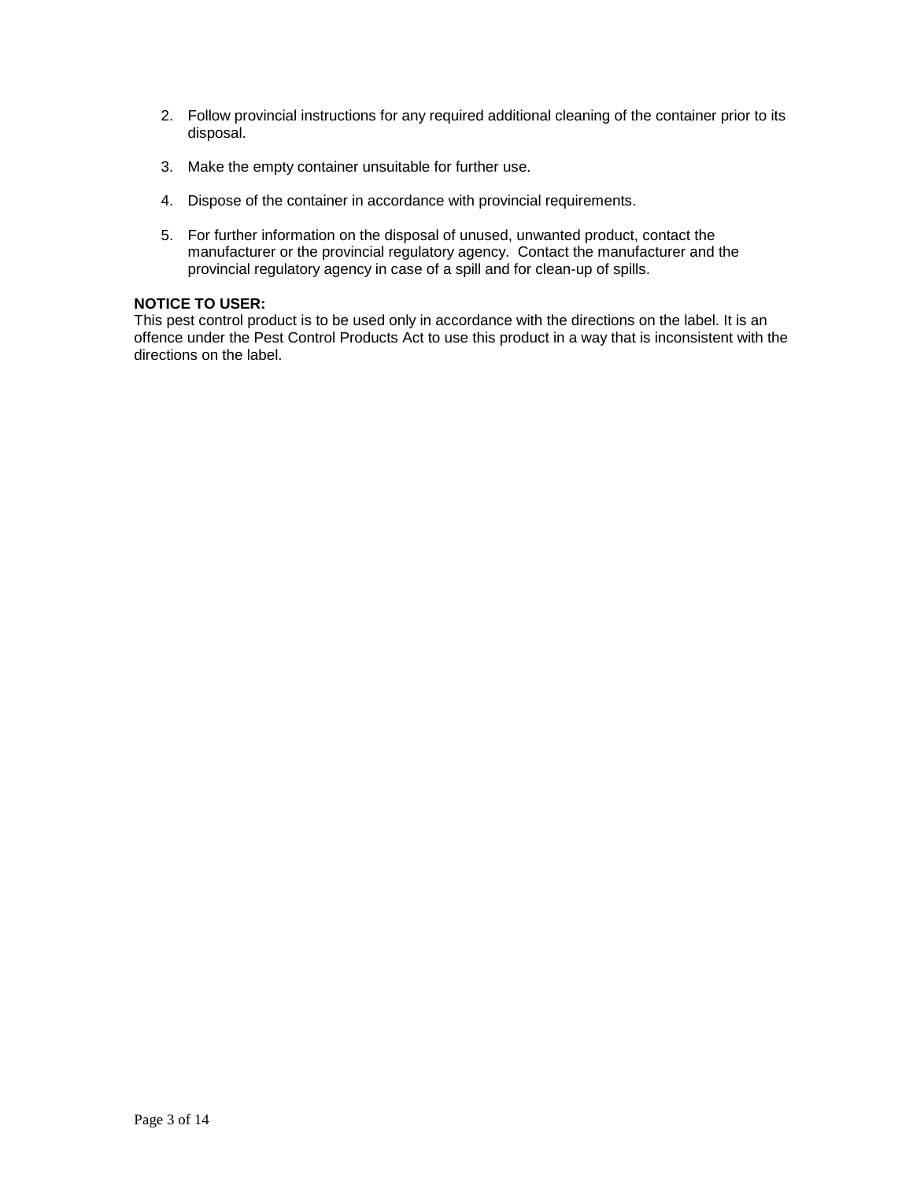2. Follow provincial instructions for any required additional cleaning of the container prior to its disposal.

3. Make the empty container unsuitable for further use.

4. Dispose of the container in accordance with provincial requirements.

5. For further information on the disposal of unused, unwanted product, contact the manufacturer or the provincial regulatory agency. Contact the manufacturer and the provincial regulatory agency in case of a spill and for clean-up of spills.

**NOTICE TO USER:**
This pest control product is to be used only in accordance with the directions on the label. It is an offence under the Pest Control Products Act to use this product in a way that is inconsistent with the directions on the label.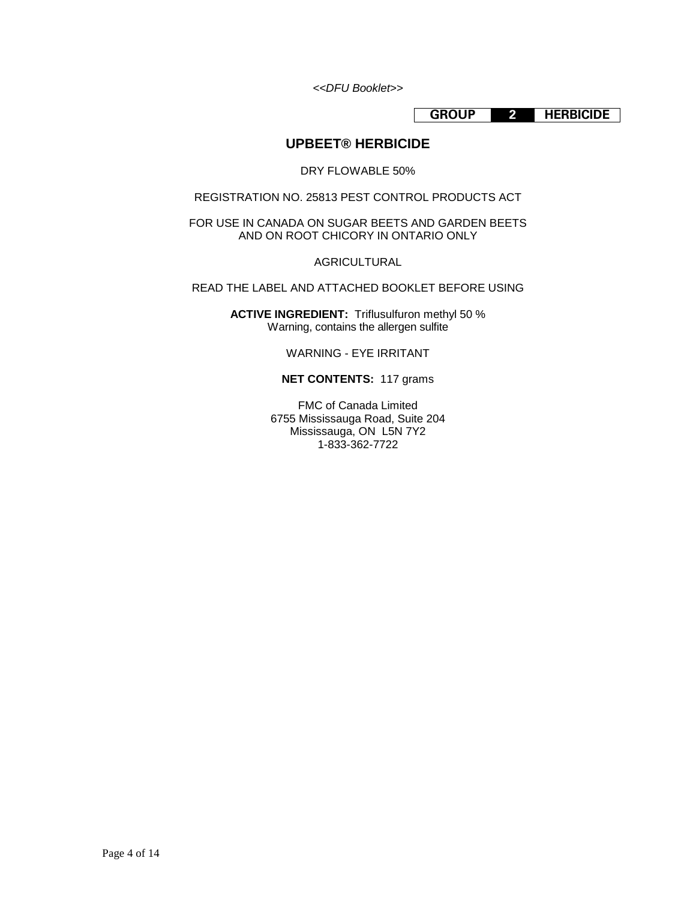*<<DFU Booklet>>*

**GROUP 2 HERBICIDE**

# UPBEET® HERBICIDE

DRY FLOWABLE 50%

REGISTRATION NO. 25813 PEST CONTROL PRODUCTS ACT

FOR USE IN CANADA ON SUGAR BEETS AND GARDEN BEETS
AND ON ROOT CHICORY IN ONTARIO ONLY

AGRICULTURAL

READ THE LABEL AND ATTACHED BOOKLET BEFORE USING

**ACTIVE INGREDIENT:** Triflusulfuron methyl 50 %
Warning, contains the allergen sulfite

WARNING - EYE IRRITANT

**NET CONTENTS:** 117 grams

FMC of Canada Limited
6755 Mississauga Road, Suite 204
Mississauga, ON L5N 7Y2
1-833-362-7722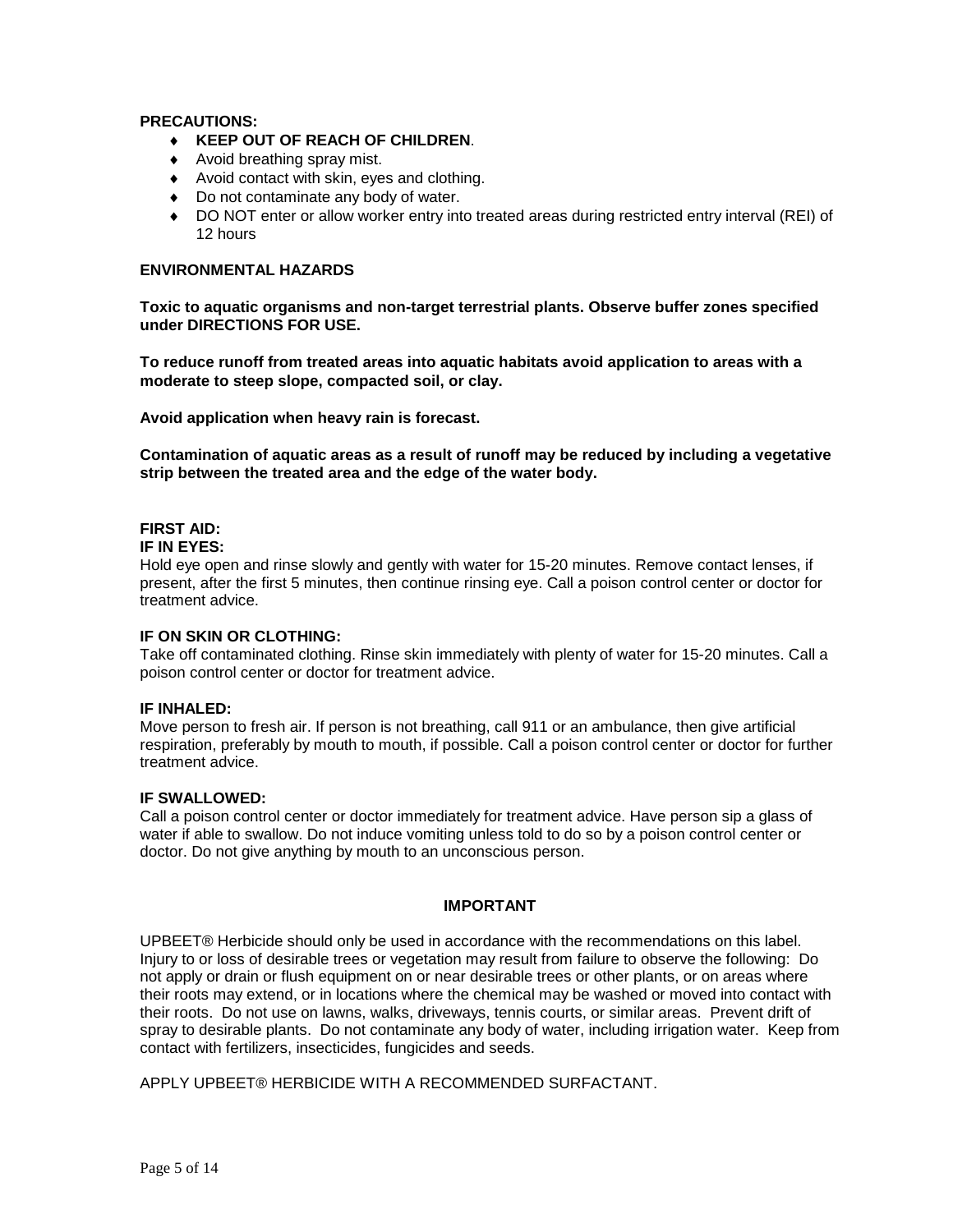**PRECAUTIONS:**

- **KEEP OUT OF REACH OF CHILDREN**.
- Avoid breathing spray mist.
- Avoid contact with skin, eyes and clothing.
- Do not contaminate any body of water.
- DO NOT enter or allow worker entry into treated areas during restricted entry interval (REI) of 12 hours

**ENVIRONMENTAL HAZARDS**

**Toxic to aquatic organisms and non-target terrestrial plants. Observe buffer zones specified under DIRECTIONS FOR USE.**

**To reduce runoff from treated areas into aquatic habitats avoid application to areas with a moderate to steep slope, compacted soil, or clay.**

**Avoid application when heavy rain is forecast.**

**Contamination of aquatic areas as a result of runoff may be reduced by including a vegetative strip between the treated area and the edge of the water body.**

**FIRST AID:**

**IF IN EYES:**

Hold eye open and rinse slowly and gently with water for 15-20 minutes. Remove contact lenses, if present, after the first 5 minutes, then continue rinsing eye. Call a poison control center or doctor for treatment advice.

**IF ON SKIN OR CLOTHING:**

Take off contaminated clothing. Rinse skin immediately with plenty of water for 15-20 minutes. Call a poison control center or doctor for treatment advice.

**IF INHALED:**

Move person to fresh air. If person is not breathing, call 911 or an ambulance, then give artificial respiration, preferably by mouth to mouth, if possible. Call a poison control center or doctor for further treatment advice.

**IF SWALLOWED:**

Call a poison control center or doctor immediately for treatment advice. Have person sip a glass of water if able to swallow. Do not induce vomiting unless told to do so by a poison control center or doctor. Do not give anything by mouth to an unconscious person.

**IMPORTANT**

UPBEET® Herbicide should only be used in accordance with the recommendations on this label. Injury to or loss of desirable trees or vegetation may result from failure to observe the following: Do not apply or drain or flush equipment on or near desirable trees or other plants, or on areas where their roots may extend, or in locations where the chemical may be washed or moved into contact with their roots. Do not use on lawns, walks, driveways, tennis courts, or similar areas. Prevent drift of spray to desirable plants. Do not contaminate any body of water, including irrigation water. Keep from contact with fertilizers, insecticides, fungicides and seeds.

APPLY UPBEET® HERBICIDE WITH A RECOMMENDED SURFACTANT.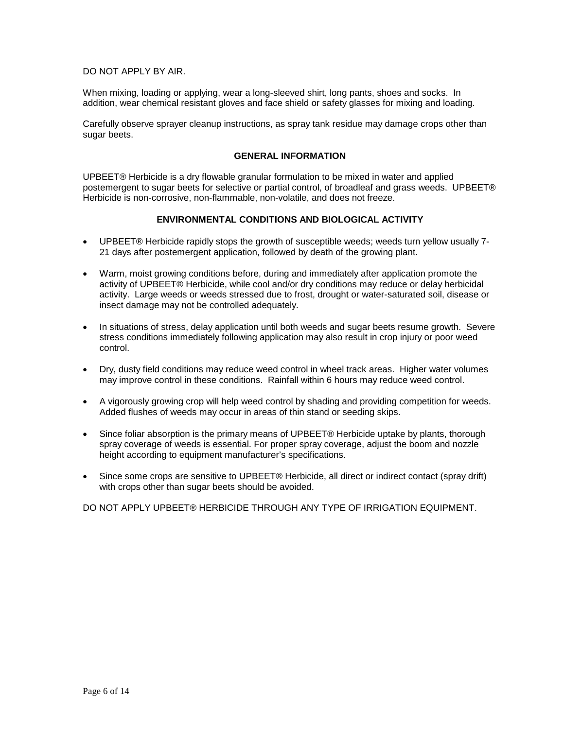DO NOT APPLY BY AIR.

When mixing, loading or applying, wear a long-sleeved shirt, long pants, shoes and socks. In addition, wear chemical resistant gloves and face shield or safety glasses for mixing and loading.

Carefully observe sprayer cleanup instructions, as spray tank residue may damage crops other than sugar beets.

## GENERAL INFORMATION

UPBEET® Herbicide is a dry flowable granular formulation to be mixed in water and applied postemergent to sugar beets for selective or partial control, of broadleaf and grass weeds. UPBEET® Herbicide is non-corrosive, non-flammable, non-volatile, and does not freeze.

## ENVIRONMENTAL CONDITIONS AND BIOLOGICAL ACTIVITY

- UPBEET® Herbicide rapidly stops the growth of susceptible weeds; weeds turn yellow usually 7-21 days after postemergent application, followed by death of the growing plant.
- Warm, moist growing conditions before, during and immediately after application promote the activity of UPBEET® Herbicide, while cool and/or dry conditions may reduce or delay herbicidal activity. Large weeds or weeds stressed due to frost, drought or water-saturated soil, disease or insect damage may not be controlled adequately.
- In situations of stress, delay application until both weeds and sugar beets resume growth. Severe stress conditions immediately following application may also result in crop injury or poor weed control.
- Dry, dusty field conditions may reduce weed control in wheel track areas. Higher water volumes may improve control in these conditions. Rainfall within 6 hours may reduce weed control.
- A vigorously growing crop will help weed control by shading and providing competition for weeds. Added flushes of weeds may occur in areas of thin stand or seeding skips.
- Since foliar absorption is the primary means of UPBEET® Herbicide uptake by plants, thorough spray coverage of weeds is essential. For proper spray coverage, adjust the boom and nozzle height according to equipment manufacturer's specifications.
- Since some crops are sensitive to UPBEET® Herbicide, all direct or indirect contact (spray drift) with crops other than sugar beets should be avoided.

DO NOT APPLY UPBEET® HERBICIDE THROUGH ANY TYPE OF IRRIGATION EQUIPMENT.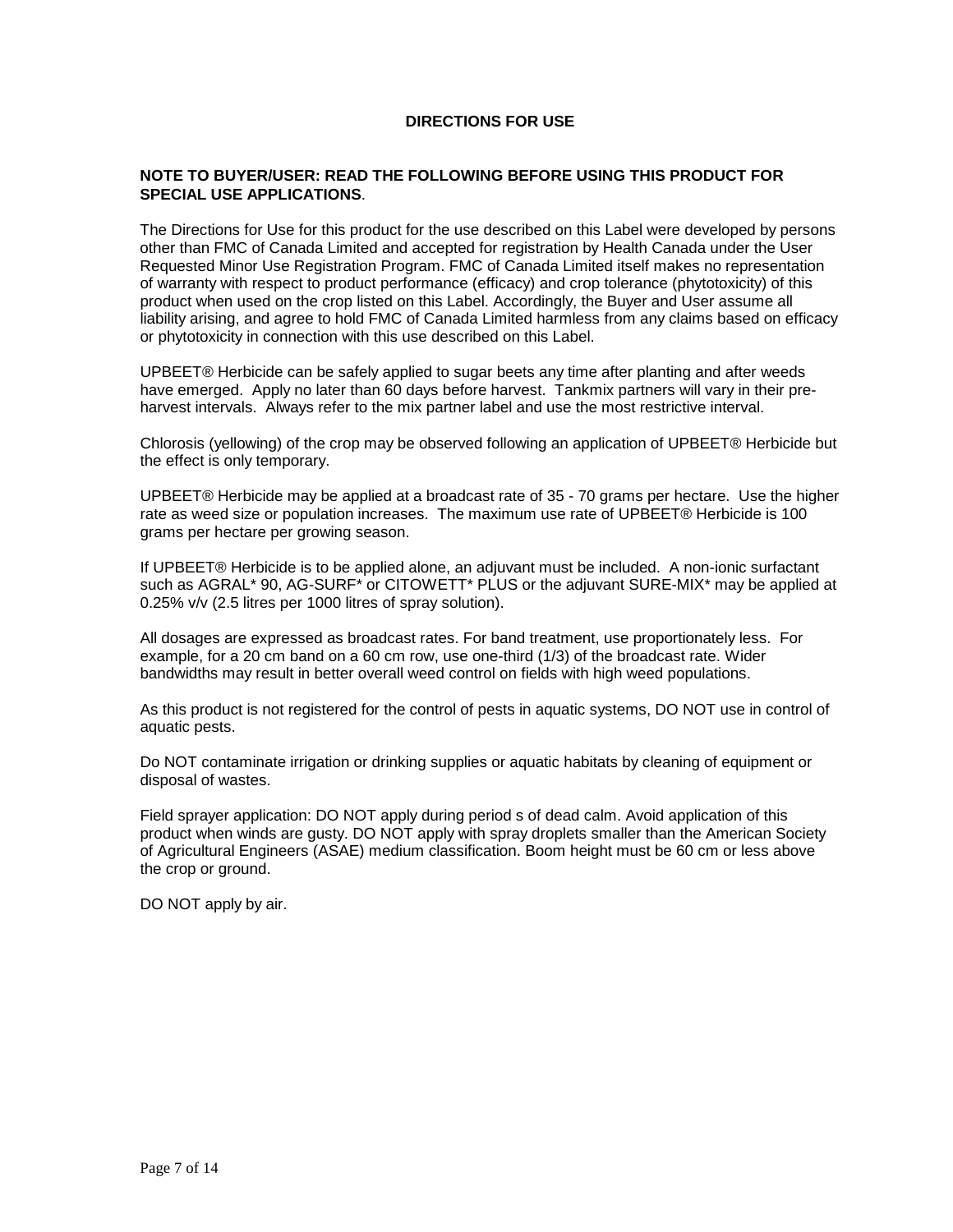## DIRECTIONS FOR USE

**NOTE TO BUYER/USER: READ THE FOLLOWING BEFORE USING THIS PRODUCT FOR SPECIAL USE APPLICATIONS**.

The Directions for Use for this product for the use described on this Label were developed by persons other than FMC of Canada Limited and accepted for registration by Health Canada under the User Requested Minor Use Registration Program. FMC of Canada Limited itself makes no representation of warranty with respect to product performance (efficacy) and crop tolerance (phytotoxicity) of this product when used on the crop listed on this Label. Accordingly, the Buyer and User assume all liability arising, and agree to hold FMC of Canada Limited harmless from any claims based on efficacy or phytotoxicity in connection with this use described on this Label.

UPBEET® Herbicide can be safely applied to sugar beets any time after planting and after weeds have emerged. Apply no later than 60 days before harvest. Tankmix partners will vary in their pre-harvest intervals. Always refer to the mix partner label and use the most restrictive interval.

Chlorosis (yellowing) of the crop may be observed following an application of UPBEET® Herbicide but the effect is only temporary.

UPBEET® Herbicide may be applied at a broadcast rate of 35 - 70 grams per hectare. Use the higher rate as weed size or population increases. The maximum use rate of UPBEET® Herbicide is 100 grams per hectare per growing season.

If UPBEET® Herbicide is to be applied alone, an adjuvant must be included. A non-ionic surfactant such as AGRAL* 90, AG-SURF* or CITOWETT* PLUS or the adjuvant SURE-MIX* may be applied at 0.25% v/v (2.5 litres per 1000 litres of spray solution).

All dosages are expressed as broadcast rates. For band treatment, use proportionately less. For example, for a 20 cm band on a 60 cm row, use one-third (1/3) of the broadcast rate. Wider bandwidths may result in better overall weed control on fields with high weed populations.

As this product is not registered for the control of pests in aquatic systems, DO NOT use in control of aquatic pests.

Do NOT contaminate irrigation or drinking supplies or aquatic habitats by cleaning of equipment or disposal of wastes.

Field sprayer application: DO NOT apply during period s of dead calm. Avoid application of this product when winds are gusty. DO NOT apply with spray droplets smaller than the American Society of Agricultural Engineers (ASAE) medium classification. Boom height must be 60 cm or less above the crop or ground.

DO NOT apply by air.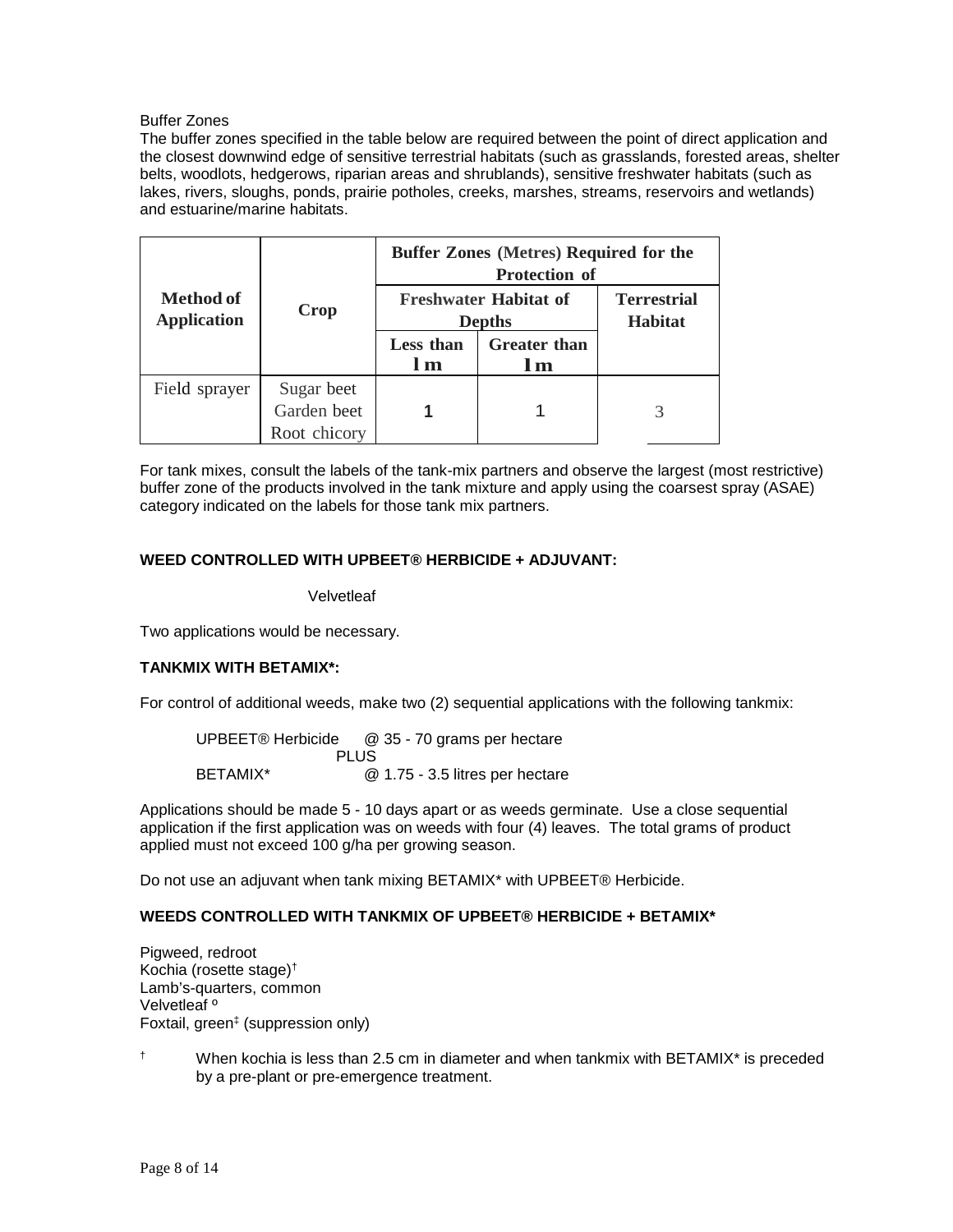Buffer Zones

The buffer zones specified in the table below are required between the point of direct application and the closest downwind edge of sensitive terrestrial habitats (such as grasslands, forested areas, shelter belts, woodlots, hedgerows, riparian areas and shrublands), sensitive freshwater habitats (such as lakes, rivers, sloughs, ponds, prairie potholes, creeks, marshes, streams, reservoirs and wetlands) and estuarine/marine habitats.

| Method of Application | Crop | Buffer Zones (Metres) Required for the Protection of | | |
|---|---|---|---|---|
| | | Freshwater Habitat of Depths | | Terrestrial Habitat |
| | | Less than 1 m | Greater than 1 m | |
| Field sprayer | Sugar beet<br>Garden beet<br>Root chicory | 1 | 1 | 3 |

For tank mixes, consult the labels of the tank-mix partners and observe the largest (most restrictive) buffer zone of the products involved in the tank mixture and apply using the coarsest spray (ASAE) category indicated on the labels for those tank mix partners.

**WEED CONTROLLED WITH UPBEET® HERBICIDE + ADJUVANT:**

Velvetleaf

Two applications would be necessary.

**TANKMIX WITH BETAMIX*:**

For control of additional weeds, make two (2) sequential applications with the following tankmix:

UPBEET® Herbicide @ 35 - 70 grams per hectare
PLUS
BETAMIX* @ 1.75 - 3.5 litres per hectare

Applications should be made 5 - 10 days apart or as weeds germinate. Use a close sequential application if the first application was on weeds with four (4) leaves. The total grams of product applied must not exceed 100 g/ha per growing season.

Do not use an adjuvant when tank mixing BETAMIX* with UPBEET® Herbicide.

**WEEDS CONTROLLED WITH TANKMIX OF UPBEET® HERBICIDE + BETAMIX***

Pigweed, redroot
Kochia (rosette stage)[†]
Lamb's-quarters, common
Velvetleaf [º]
Foxtail, green[‡] (suppression only)

[†] When kochia is less than 2.5 cm in diameter and when tankmix with BETAMIX* is preceded by a pre-plant or pre-emergence treatment.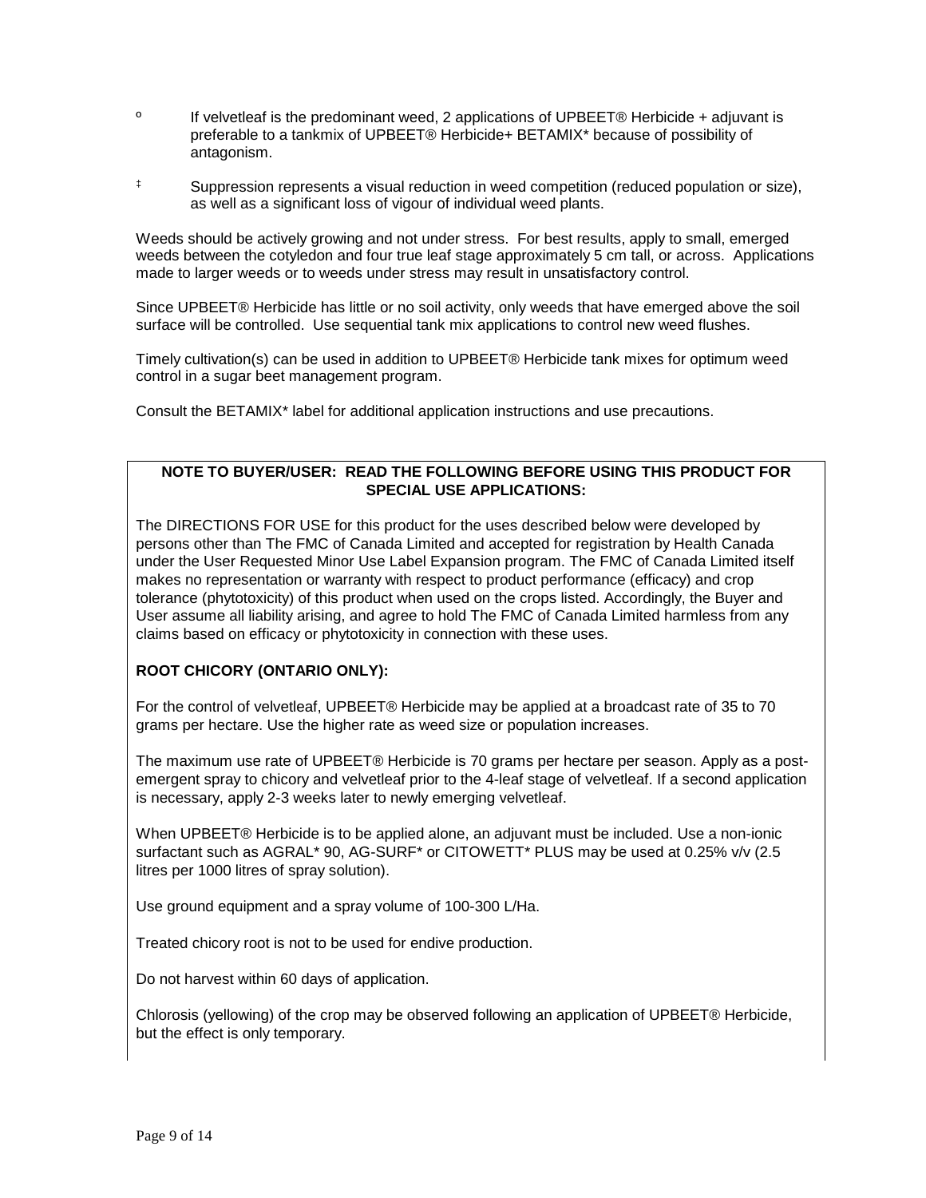º If velvetleaf is the predominant weed, 2 applications of UPBEET® Herbicide + adjuvant is preferable to a tankmix of UPBEET® Herbicide+ BETAMIX* because of possibility of antagonism.

‡ Suppression represents a visual reduction in weed competition (reduced population or size), as well as a significant loss of vigour of individual weed plants.

Weeds should be actively growing and not under stress. For best results, apply to small, emerged weeds between the cotyledon and four true leaf stage approximately 5 cm tall, or across. Applications made to larger weeds or to weeds under stress may result in unsatisfactory control.

Since UPBEET® Herbicide has little or no soil activity, only weeds that have emerged above the soil surface will be controlled. Use sequential tank mix applications to control new weed flushes.

Timely cultivation(s) can be used in addition to UPBEET® Herbicide tank mixes for optimum weed control in a sugar beet management program.

Consult the BETAMIX* label for additional application instructions and use precautions.

**NOTE TO BUYER/USER: READ THE FOLLOWING BEFORE USING THIS PRODUCT FOR SPECIAL USE APPLICATIONS:**

The DIRECTIONS FOR USE for this product for the uses described below were developed by persons other than The FMC of Canada Limited and accepted for registration by Health Canada under the User Requested Minor Use Label Expansion program. The FMC of Canada Limited itself makes no representation or warranty with respect to product performance (efficacy) and crop tolerance (phytotoxicity) of this product when used on the crops listed. Accordingly, the Buyer and User assume all liability arising, and agree to hold The FMC of Canada Limited harmless from any claims based on efficacy or phytotoxicity in connection with these uses.

**ROOT CHICORY (ONTARIO ONLY):**

For the control of velvetleaf, UPBEET® Herbicide may be applied at a broadcast rate of 35 to 70 grams per hectare. Use the higher rate as weed size or population increases.

The maximum use rate of UPBEET® Herbicide is 70 grams per hectare per season. Apply as a post-emergent spray to chicory and velvetleaf prior to the 4-leaf stage of velvetleaf. If a second application is necessary, apply 2-3 weeks later to newly emerging velvetleaf.

When UPBEET® Herbicide is to be applied alone, an adjuvant must be included. Use a non-ionic surfactant such as AGRAL* 90, AG-SURF* or CITOWETT* PLUS may be used at 0.25% v/v (2.5 litres per 1000 litres of spray solution).

Use ground equipment and a spray volume of 100-300 L/Ha.

Treated chicory root is not to be used for endive production.

Do not harvest within 60 days of application.

Chlorosis (yellowing) of the crop may be observed following an application of UPBEET® Herbicide, but the effect is only temporary.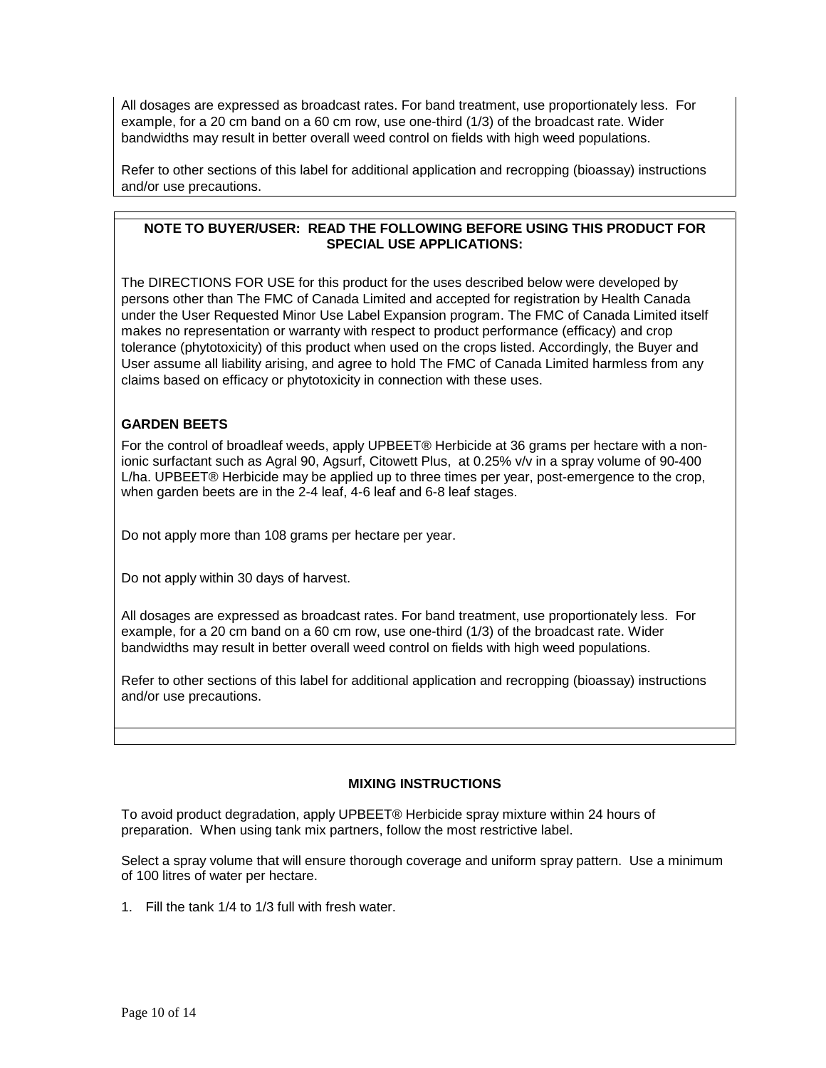All dosages are expressed as broadcast rates. For band treatment, use proportionately less. For example, for a 20 cm band on a 60 cm row, use one-third (1/3) of the broadcast rate. Wider bandwidths may result in better overall weed control on fields with high weed populations.

Refer to other sections of this label for additional application and recropping (bioassay) instructions and/or use precautions.

**NOTE TO BUYER/USER: READ THE FOLLOWING BEFORE USING THIS PRODUCT FOR SPECIAL USE APPLICATIONS:**

The DIRECTIONS FOR USE for this product for the uses described below were developed by persons other than The FMC of Canada Limited and accepted for registration by Health Canada under the User Requested Minor Use Label Expansion program. The FMC of Canada Limited itself makes no representation or warranty with respect to product performance (efficacy) and crop tolerance (phytotoxicity) of this product when used on the crops listed. Accordingly, the Buyer and User assume all liability arising, and agree to hold The FMC of Canada Limited harmless from any claims based on efficacy or phytotoxicity in connection with these uses.

**GARDEN BEETS**

For the control of broadleaf weeds, apply UPBEET® Herbicide at 36 grams per hectare with a non-ionic surfactant such as Agral 90, Agsurf, Citowett Plus, at 0.25% v/v in a spray volume of 90-400 L/ha. UPBEET® Herbicide may be applied up to three times per year, post-emergence to the crop, when garden beets are in the 2-4 leaf, 4-6 leaf and 6-8 leaf stages.

Do not apply more than 108 grams per hectare per year.

Do not apply within 30 days of harvest.

All dosages are expressed as broadcast rates. For band treatment, use proportionately less. For example, for a 20 cm band on a 60 cm row, use one-third (1/3) of the broadcast rate. Wider bandwidths may result in better overall weed control on fields with high weed populations.

Refer to other sections of this label for additional application and recropping (bioassay) instructions and/or use precautions.

**MIXING INSTRUCTIONS**

To avoid product degradation, apply UPBEET® Herbicide spray mixture within 24 hours of preparation. When using tank mix partners, follow the most restrictive label.

Select a spray volume that will ensure thorough coverage and uniform spray pattern. Use a minimum of 100 litres of water per hectare.

1. Fill the tank 1/4 to 1/3 full with fresh water.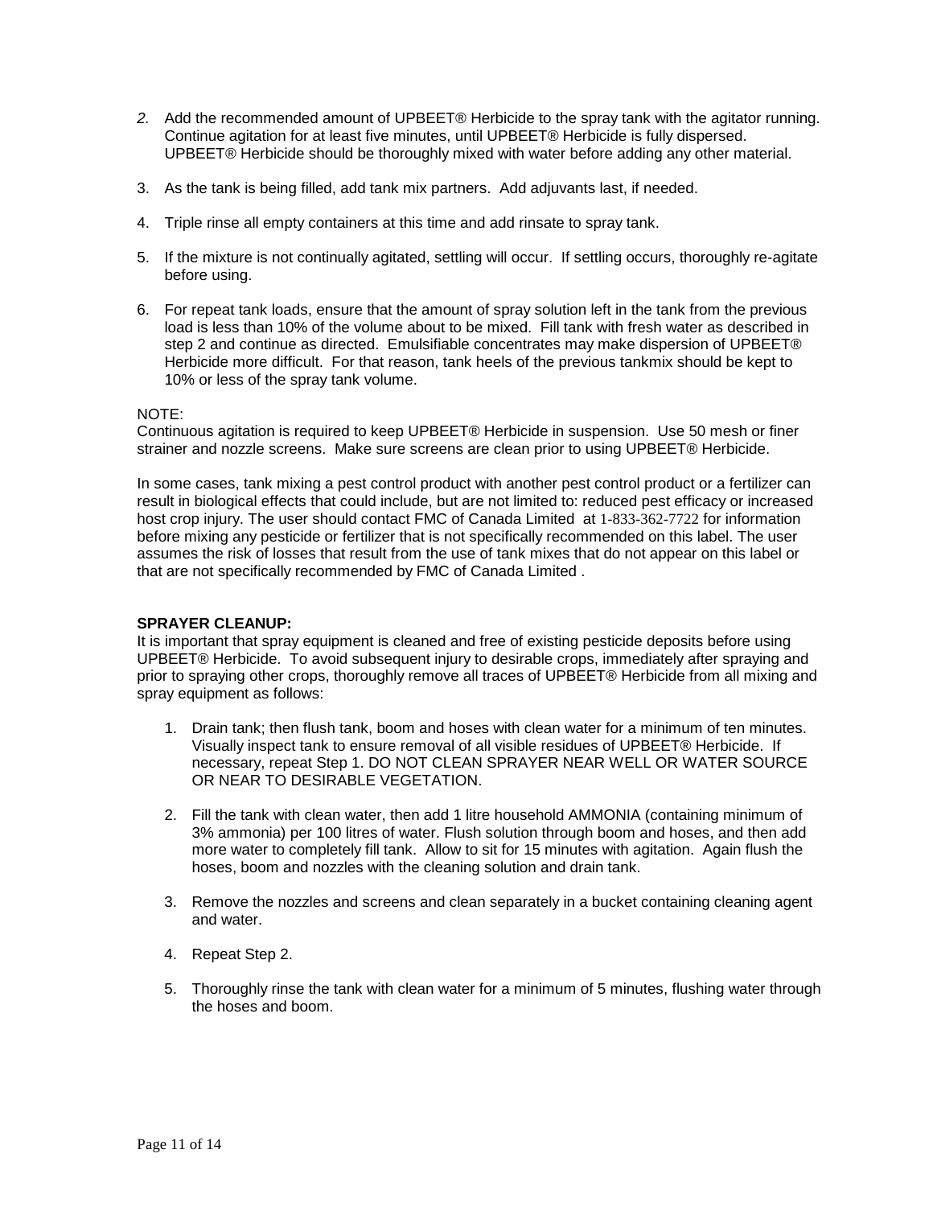2. Add the recommended amount of UPBEET® Herbicide to the spray tank with the agitator running. Continue agitation for at least five minutes, until UPBEET® Herbicide is fully dispersed. UPBEET® Herbicide should be thoroughly mixed with water before adding any other material.

3. As the tank is being filled, add tank mix partners. Add adjuvants last, if needed.

4. Triple rinse all empty containers at this time and add rinsate to spray tank.

5. If the mixture is not continually agitated, settling will occur. If settling occurs, thoroughly re-agitate before using.

6. For repeat tank loads, ensure that the amount of spray solution left in the tank from the previous load is less than 10% of the volume about to be mixed. Fill tank with fresh water as described in step 2 and continue as directed. Emulsifiable concentrates may make dispersion of UPBEET® Herbicide more difficult. For that reason, tank heels of the previous tankmix should be kept to 10% or less of the spray tank volume.

NOTE:
Continuous agitation is required to keep UPBEET® Herbicide in suspension. Use 50 mesh or finer strainer and nozzle screens. Make sure screens are clean prior to using UPBEET® Herbicide.

In some cases, tank mixing a pest control product with another pest control product or a fertilizer can result in biological effects that could include, but are not limited to: reduced pest efficacy or increased host crop injury. The user should contact FMC of Canada Limited at 1-833-362-7722 for information before mixing any pesticide or fertilizer that is not specifically recommended on this label. The user assumes the risk of losses that result from the use of tank mixes that do not appear on this label or that are not specifically recommended by FMC of Canada Limited .

**SPRAYER CLEANUP:**
It is important that spray equipment is cleaned and free of existing pesticide deposits before using UPBEET® Herbicide. To avoid subsequent injury to desirable crops, immediately after spraying and prior to spraying other crops, thoroughly remove all traces of UPBEET® Herbicide from all mixing and spray equipment as follows:

1. Drain tank; then flush tank, boom and hoses with clean water for a minimum of ten minutes. Visually inspect tank to ensure removal of all visible residues of UPBEET® Herbicide. If necessary, repeat Step 1. DO NOT CLEAN SPRAYER NEAR WELL OR WATER SOURCE OR NEAR TO DESIRABLE VEGETATION.

2. Fill the tank with clean water, then add 1 litre household AMMONIA (containing minimum of 3% ammonia) per 100 litres of water. Flush solution through boom and hoses, and then add more water to completely fill tank. Allow to sit for 15 minutes with agitation. Again flush the hoses, boom and nozzles with the cleaning solution and drain tank.

3. Remove the nozzles and screens and clean separately in a bucket containing cleaning agent and water.

4. Repeat Step 2.

5. Thoroughly rinse the tank with clean water for a minimum of 5 minutes, flushing water through the hoses and boom.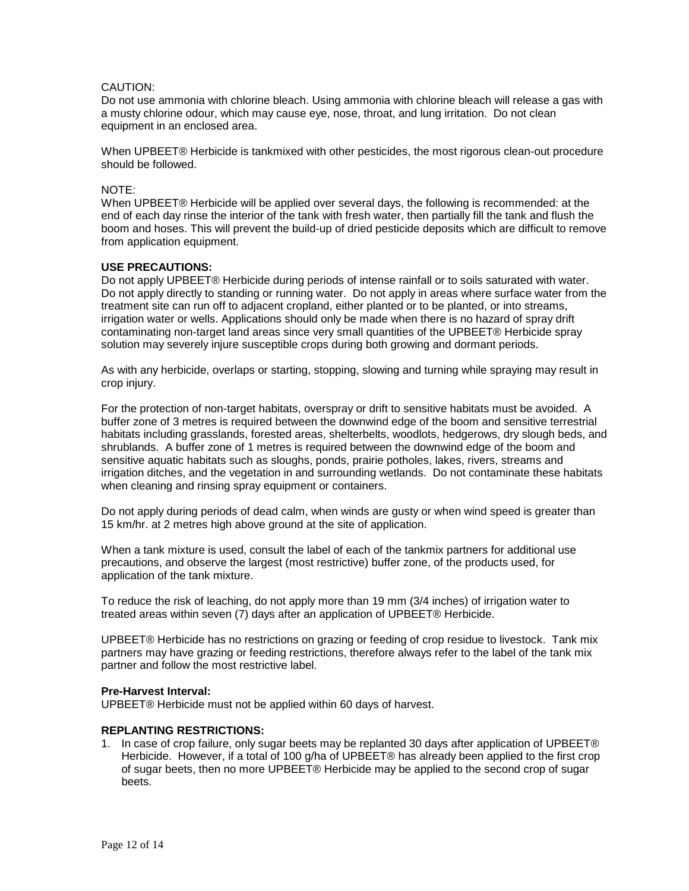CAUTION:
Do not use ammonia with chlorine bleach. Using ammonia with chlorine bleach will release a gas with a musty chlorine odour, which may cause eye, nose, throat, and lung irritation. Do not clean equipment in an enclosed area.

When UPBEET® Herbicide is tankmixed with other pesticides, the most rigorous clean-out procedure should be followed.

NOTE:
When UPBEET® Herbicide will be applied over several days, the following is recommended: at the end of each day rinse the interior of the tank with fresh water, then partially fill the tank and flush the boom and hoses. This will prevent the build-up of dried pesticide deposits which are difficult to remove from application equipment.

**USE PRECAUTIONS:**
Do not apply UPBEET® Herbicide during periods of intense rainfall or to soils saturated with water. Do not apply directly to standing or running water. Do not apply in areas where surface water from the treatment site can run off to adjacent cropland, either planted or to be planted, or into streams, irrigation water or wells. Applications should only be made when there is no hazard of spray drift contaminating non-target land areas since very small quantities of the UPBEET® Herbicide spray solution may severely injure susceptible crops during both growing and dormant periods.

As with any herbicide, overlaps or starting, stopping, slowing and turning while spraying may result in crop injury.

For the protection of non-target habitats, overspray or drift to sensitive habitats must be avoided. A buffer zone of 3 metres is required between the downwind edge of the boom and sensitive terrestrial habitats including grasslands, forested areas, shelterbelts, woodlots, hedgerows, dry slough beds, and shrublands. A buffer zone of 1 metres is required between the downwind edge of the boom and sensitive aquatic habitats such as sloughs, ponds, prairie potholes, lakes, rivers, streams and irrigation ditches, and the vegetation in and surrounding wetlands. Do not contaminate these habitats when cleaning and rinsing spray equipment or containers.

Do not apply during periods of dead calm, when winds are gusty or when wind speed is greater than 15 km/hr. at 2 metres high above ground at the site of application.

When a tank mixture is used, consult the label of each of the tankmix partners for additional use precautions, and observe the largest (most restrictive) buffer zone, of the products used, for application of the tank mixture.

To reduce the risk of leaching, do not apply more than 19 mm (3/4 inches) of irrigation water to treated areas within seven (7) days after an application of UPBEET® Herbicide.

UPBEET® Herbicide has no restrictions on grazing or feeding of crop residue to livestock. Tank mix partners may have grazing or feeding restrictions, therefore always refer to the label of the tank mix partner and follow the most restrictive label.

**Pre-Harvest Interval:**
UPBEET® Herbicide must not be applied within 60 days of harvest.

**REPLANTING RESTRICTIONS:**

1. In case of crop failure, only sugar beets may be replanted 30 days after application of UPBEET® Herbicide. However, if a total of 100 g/ha of UPBEET® has already been applied to the first crop of sugar beets, then no more UPBEET® Herbicide may be applied to the second crop of sugar beets.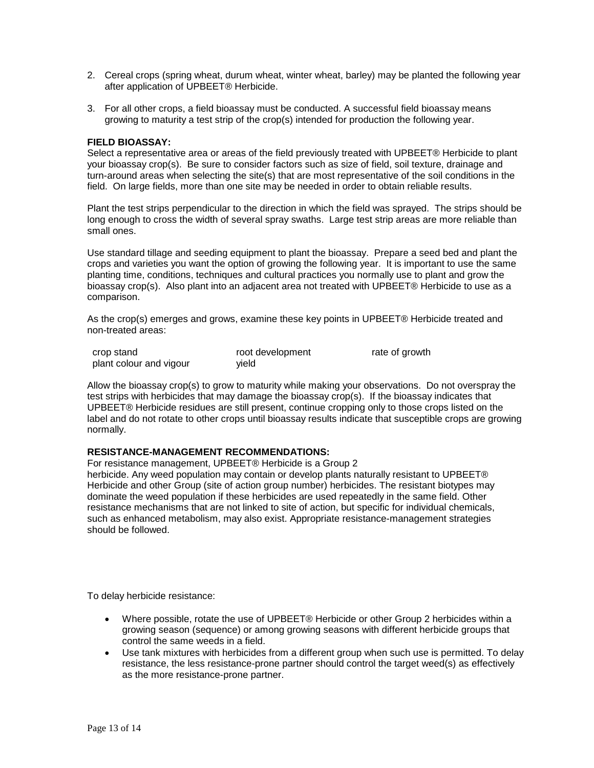2. Cereal crops (spring wheat, durum wheat, winter wheat, barley) may be planted the following year after application of UPBEET® Herbicide.

3. For all other crops, a field bioassay must be conducted. A successful field bioassay means growing to maturity a test strip of the crop(s) intended for production the following year.

**FIELD BIOASSAY:**

Select a representative area or areas of the field previously treated with UPBEET® Herbicide to plant your bioassay crop(s). Be sure to consider factors such as size of field, soil texture, drainage and turn-around areas when selecting the site(s) that are most representative of the soil conditions in the field. On large fields, more than one site may be needed in order to obtain reliable results.

Plant the test strips perpendicular to the direction in which the field was sprayed. The strips should be long enough to cross the width of several spray swaths. Large test strip areas are more reliable than small ones.

Use standard tillage and seeding equipment to plant the bioassay. Prepare a seed bed and plant the crops and varieties you want the option of growing the following year. It is important to use the same planting time, conditions, techniques and cultural practices you normally use to plant and grow the bioassay crop(s). Also plant into an adjacent area not treated with UPBEET® Herbicide to use as a comparison.

As the crop(s) emerges and grows, examine these key points in UPBEET® Herbicide treated and non-treated areas:

| | | |
|---|---|---|
| crop stand | root development | rate of growth |
| plant colour and vigour | yield | |

Allow the bioassay crop(s) to grow to maturity while making your observations. Do not overspray the test strips with herbicides that may damage the bioassay crop(s). If the bioassay indicates that UPBEET® Herbicide residues are still present, continue cropping only to those crops listed on the label and do not rotate to other crops until bioassay results indicate that susceptible crops are growing normally.

**RESISTANCE-MANAGEMENT RECOMMENDATIONS:**

For resistance management, UPBEET® Herbicide is a Group 2 herbicide. Any weed population may contain or develop plants naturally resistant to UPBEET® Herbicide and other Group (site of action group number) herbicides. The resistant biotypes may dominate the weed population if these herbicides are used repeatedly in the same field. Other resistance mechanisms that are not linked to site of action, but specific for individual chemicals, such as enhanced metabolism, may also exist. Appropriate resistance-management strategies should be followed.

To delay herbicide resistance:

- Where possible, rotate the use of UPBEET® Herbicide or other Group 2 herbicides within a growing season (sequence) or among growing seasons with different herbicide groups that control the same weeds in a field.
- Use tank mixtures with herbicides from a different group when such use is permitted. To delay resistance, the less resistance-prone partner should control the target weed(s) as effectively as the more resistance-prone partner.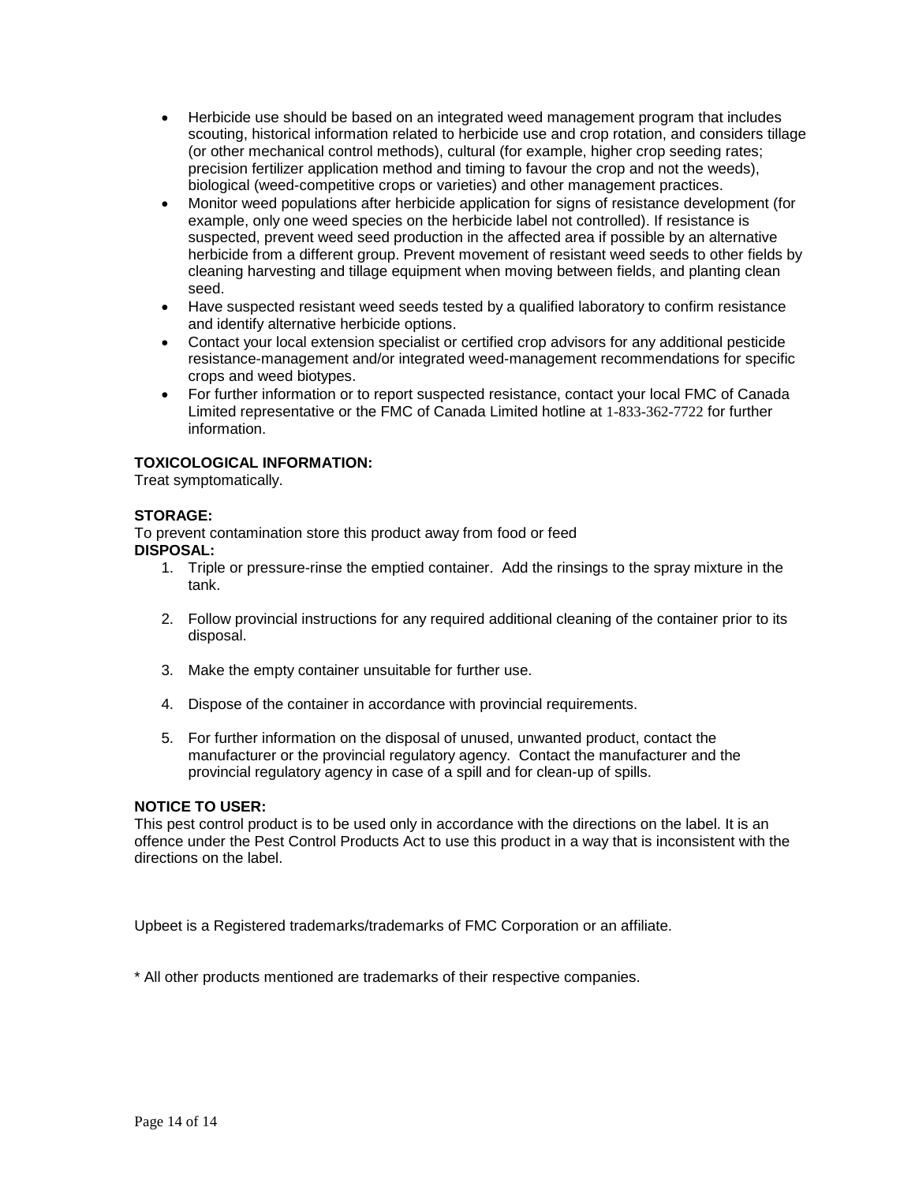- Herbicide use should be based on an integrated weed management program that includes scouting, historical information related to herbicide use and crop rotation, and considers tillage (or other mechanical control methods), cultural (for example, higher crop seeding rates; precision fertilizer application method and timing to favour the crop and not the weeds), biological (weed-competitive crops or varieties) and other management practices.
- Monitor weed populations after herbicide application for signs of resistance development (for example, only one weed species on the herbicide label not controlled). If resistance is suspected, prevent weed seed production in the affected area if possible by an alternative herbicide from a different group. Prevent movement of resistant weed seeds to other fields by cleaning harvesting and tillage equipment when moving between fields, and planting clean seed.
- Have suspected resistant weed seeds tested by a qualified laboratory to confirm resistance and identify alternative herbicide options.
- Contact your local extension specialist or certified crop advisors for any additional pesticide resistance-management and/or integrated weed-management recommendations for specific crops and weed biotypes.
- For further information or to report suspected resistance, contact your local FMC of Canada Limited representative or the FMC of Canada Limited hotline at 1-833-362-7722 for further information.

**TOXICOLOGICAL INFORMATION:**
Treat symptomatically.

**STORAGE:**
To prevent contamination store this product away from food or feed

**DISPOSAL:**

1. Triple or pressure-rinse the emptied container. Add the rinsings to the spray mixture in the tank.
2. Follow provincial instructions for any required additional cleaning of the container prior to its disposal.
3. Make the empty container unsuitable for further use.
4. Dispose of the container in accordance with provincial requirements.
5. For further information on the disposal of unused, unwanted product, contact the manufacturer or the provincial regulatory agency. Contact the manufacturer and the provincial regulatory agency in case of a spill and for clean-up of spills.

**NOTICE TO USER:**
This pest control product is to be used only in accordance with the directions on the label. It is an offence under the Pest Control Products Act to use this product in a way that is inconsistent with the directions on the label.

Upbeet is a Registered trademarks/trademarks of FMC Corporation or an affiliate.

* All other products mentioned are trademarks of their respective companies.